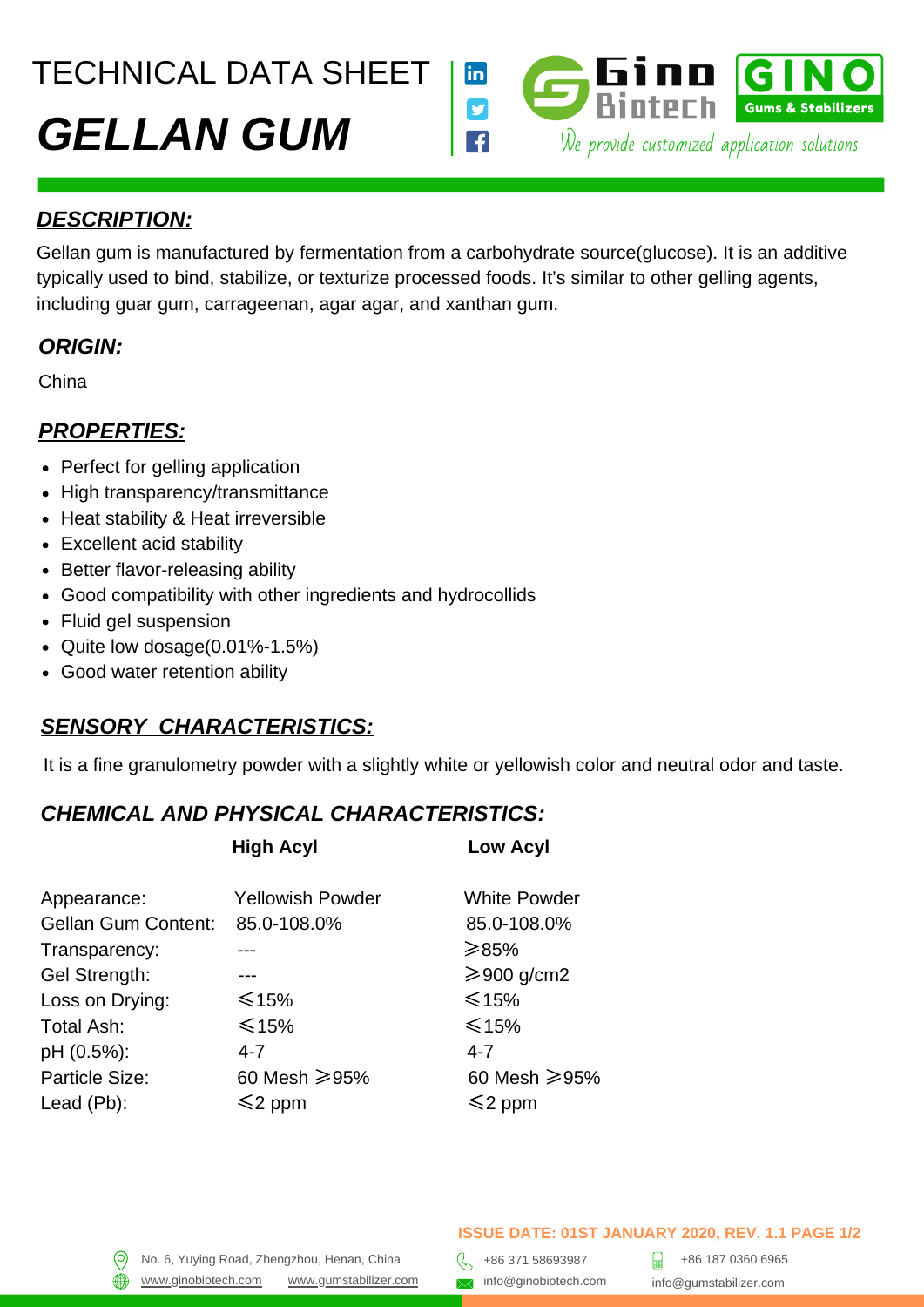# TECHNICAL DATA SHEET

# *GELLAN GUM*

Gino Biotech | GINO Gums & Stabilizers

We provide customized application solutions

## ***DESCRIPTION:***

Gellan gum is manufactured by fermentation from a carbohydrate source(glucose). It is an additive typically used to bind, stabilize, or texturize processed foods. It's similar to other gelling agents, including guar gum, carrageenan, agar agar, and xanthan gum.

## ***ORIGIN:***

China

## ***PROPERTIES:***

- Perfect for gelling application
- High transparency/transmittance
- Heat stability & Heat irreversible
- Excellent acid stability
- Better flavor-releasing ability
- Good compatibility with other ingredients and hydrocollids
- Fluid gel suspension
- Quite low dosage(0.01%-1.5%)
- Good water retention ability

## ***SENSORY CHARACTERISTICS:***

It is a fine granulometry powder with a slightly white or yellowish color and neutral odor and taste.

## ***CHEMICAL AND PHYSICAL CHARACTERISTICS:***

| | **High Acyl** | **Low Acyl** |
|---|---|---|
| Appearance: | Yellowish Powder | White Powder |
| Gellan Gum Content: | 85.0-108.0% | 85.0-108.0% |
| Transparency: | --- | ⩾85% |
| Gel Strength: | --- | ⩾900 g/cm2 |
| Loss on Drying: | ⩽15% | ⩽15% |
| Total Ash: | ⩽15% | ⩽15% |
| pH (0.5%): | 4-7 | 4-7 |
| Particle Size: | 60 Mesh ⩾95% | 60 Mesh ⩾95% |
| Lead (Pb): | ⩽2 ppm | ⩽2 ppm |

**ISSUE DATE: 01ST JANUARY 2020, REV. 1.1**

No. 6, Yuying Road, Zhengzhou, Henan, China
www.ginobiotech.com www.gumstabilizer.com
+86 371 58693987
info@ginobiotech.com
+86 187 0360 6965
info@gumstabilizer.com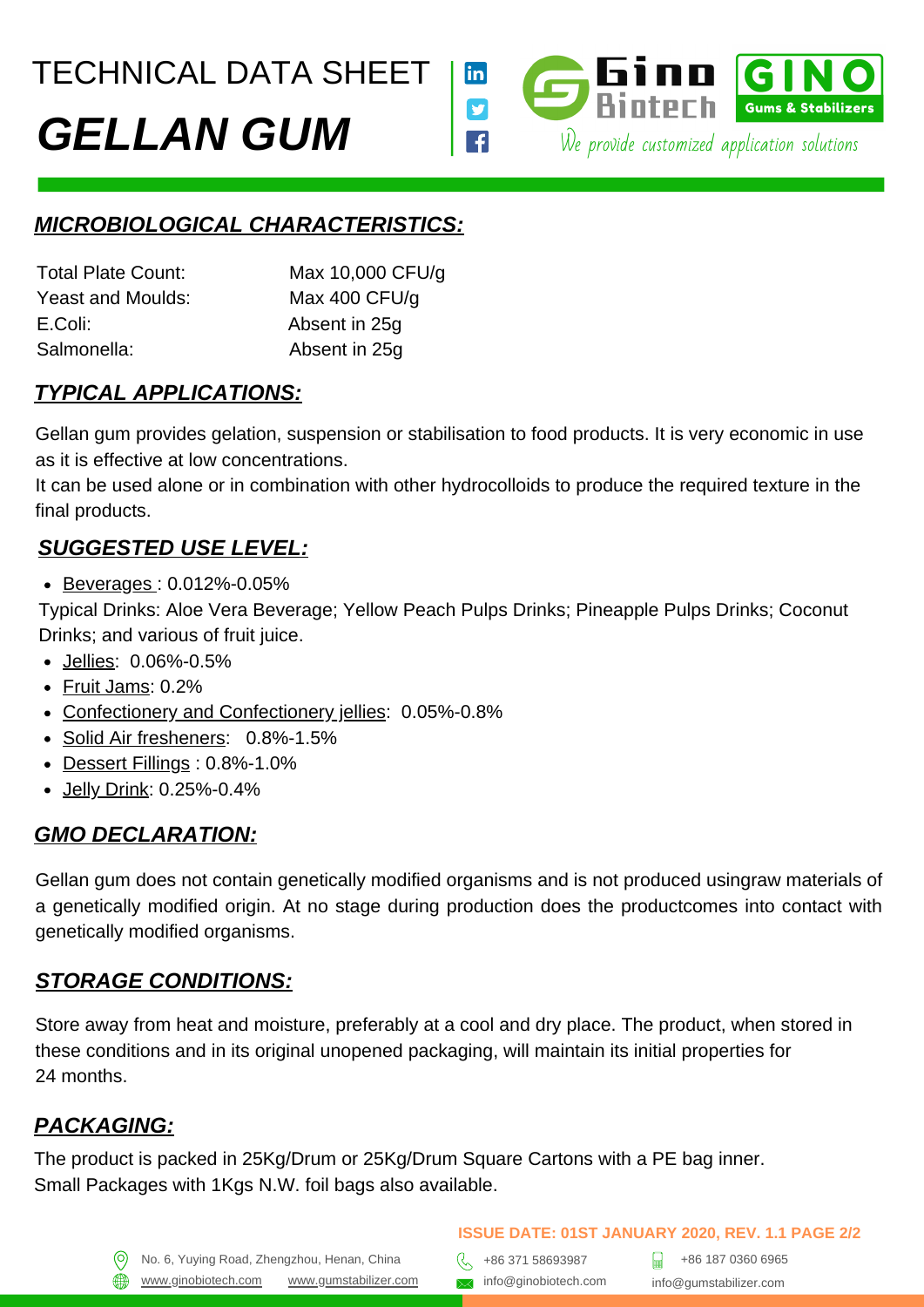# TECHNICAL DATA SHEET

# *GELLAN GUM*

Gino Biotech | GINO Gums & Stabilizers

We provide customized application solutions

## *MICROBIOLOGICAL CHARACTERISTICS:*

| | |
|---|---|
| Total Plate Count: | Max 10,000 CFU/g |
| Yeast and Moulds: | Max 400 CFU/g |
| E.Coli: | Absent in 25g |
| Salmonella: | Absent in 25g |

## *TYPICAL APPLICATIONS:*

Gellan gum provides gelation, suspension or stabilisation to food products. It is very economic in use as it is effective at low concentrations.

It can be used alone or in combination with other hydrocolloids to produce the required texture in the final products.

## *SUGGESTED USE LEVEL:*

- Beverages : 0.012%-0.05%

Typical Drinks: Aloe Vera Beverage; Yellow Peach Pulps Drinks; Pineapple Pulps Drinks; Coconut Drinks; and various of fruit juice.

- Jellies: 0.06%-0.5%
- Fruit Jams: 0.2%
- Confectionery and Confectionery jellies: 0.05%-0.8%
- Solid Air fresheners: 0.8%-1.5%
- Dessert Fillings : 0.8%-1.0%
- Jelly Drink: 0.25%-0.4%

## *GMO DECLARATION:*

Gellan gum does not contain genetically modified organisms and is not produced usingraw materials of a genetically modified origin. At no stage during production does the productcomes into contact with genetically modified organisms.

## *STORAGE CONDITIONS:*

Store away from heat and moisture, preferably at a cool and dry place. The product, when stored in these conditions and in its original unopened packaging, will maintain its initial properties for 24 months.

## *PACKAGING:*

The product is packed in 25Kg/Drum or 25Kg/Drum Square Cartons with a PE bag inner.
Small Packages with 1Kgs N.W. foil bags also available.

**ISSUE DATE: 01ST JANUARY 2020, REV. 1.1**

No. 6, Yuying Road, Zhengzhou, Henan, China | +86 371 58693987 | +86 187 0360 6965

www.ginobiotech.com | www.gumstabilizer.com | info@ginobiotech.com | info@gumstabilizer.com